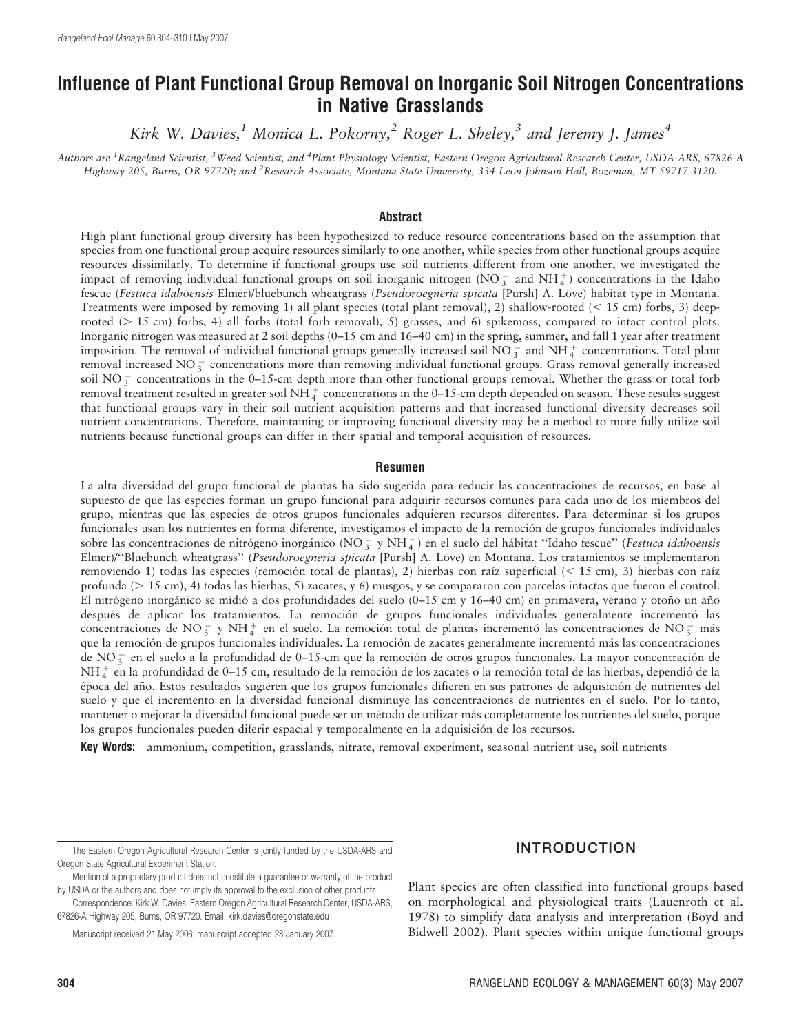# Influence of Plant Functional Group Removal on Inorganic Soil Nitrogen Concentrations in Native Grasslands

*Kirk W. Davies,[1] Monica L. Pokorny,[2] Roger L. Sheley,[3] and Jeremy J. James[4]*

*Authors are [1]Rangeland Scientist, [3]Weed Scientist, and [4]Plant Physiology Scientist, Eastern Oregon Agricultural Research Center, USDA-ARS, 67826-A Highway 205, Burns, OR 97720; and [2]Research Associate, Montana State University, 334 Leon Johnson Hall, Bozeman, MT 59717-3120.*

## Abstract

High plant functional group diversity has been hypothesized to reduce resource concentrations based on the assumption that species from one functional group acquire resources similarly to one another, while species from other functional groups acquire resources dissimilarly. To determine if functional groups use soil nutrients different from one another, we investigated the impact of removing individual functional groups on soil inorganic nitrogen ($NO_3^-$ and $NH_4^+$) concentrations in the Idaho fescue (*Festuca idahoensis* Elmer)/bluebunch wheatgrass (*Pseudoroegneria spicata* [Pursh] A. Löve) habitat type in Montana. Treatments were imposed by removing 1) all plant species (total plant removal), 2) shallow-rooted (< 15 cm) forbs, 3) deep-rooted (> 15 cm) forbs, 4) all forbs (total forb removal), 5) grasses, and 6) spikemoss, compared to intact control plots. Inorganic nitrogen was measured at 2 soil depths (0–15 cm and 16–40 cm) in the spring, summer, and fall 1 year after treatment imposition. The removal of individual functional groups generally increased soil $NO_3^-$ and $NH_4^+$ concentrations. Total plant removal increased $NO_3^-$ concentrations more than removing individual functional groups. Grass removal generally increased soil $NO_3^-$ concentrations in the 0–15-cm depth more than other functional groups removal. Whether the grass or total forb removal treatment resulted in greater soil $NH_4^+$ concentrations in the 0–15-cm depth depended on season. These results suggest that functional groups vary in their soil nutrient acquisition patterns and that increased functional diversity decreases soil nutrient concentrations. Therefore, maintaining or improving functional diversity may be a method to more fully utilize soil nutrients because functional groups can differ in their spatial and temporal acquisition of resources.

## Resumen

La alta diversidad del grupo funcional de plantas ha sido sugerida para reducir las concentraciones de recursos, en base al supuesto de que las especies forman un grupo funcional para adquirir recursos comunes para cada uno de los miembros del grupo, mientras que las especies de otros grupos funcionales adquieren recursos diferentes. Para determinar si los grupos funcionales usan los nutrientes en forma diferente, investigamos el impacto de la remoción de grupos funcionales individuales sobre las concentraciones de nitrógeno inorgánico ($NO_3^-$ y $NH_4^+$) en el suelo del hábitat "Idaho fescue" (*Festuca idahoensis* Elmer)/"Bluebunch wheatgrass" (*Pseudoroegneria spicata* [Pursh] A. Löve) en Montana. Los tratamientos se implementaron removiendo 1) todas las especies (remoción total de plantas), 2) hierbas con raíz superficial (< 15 cm), 3) hierbas con raíz profunda (> 15 cm), 4) todas las hierbas, 5) zacates, y 6) musgos, y se compararon con parcelas intactas que fueron el control. El nitrógeno inorgánico se midió a dos profundidades del suelo (0–15 cm y 16–40 cm) en primavera, verano y otoño un año después de aplicar los tratamientos. La remoción de grupos funcionales individuales generalmente incrementó las concentraciones de $NO_3^-$ y $NH_4^+$ en el suelo. La remoción total de plantas incrementó las concentraciones de $NO_3^-$ más que la remoción de grupos funcionales individuales. La remoción de zacates generalmente incrementó más las concentraciones de $NO_3^-$ en el suelo a la profundidad de 0–15-cm que la remoción de otros grupos funcionales. La mayor concentración de $NH_4^+$ en la profundidad de 0–15 cm, resultado de la remoción de los zacates o la remoción total de las hierbas, dependió de la época del año. Estos resultados sugieren que los grupos funcionales difieren en sus patrones de adquisición de nutrientes del suelo y que el incremento en la diversidad funcional disminuye las concentraciones de nutrientes en el suelo. Por lo tanto, mantener o mejorar la diversidad funcional puede ser un método de utilizar más completamente los nutrientes del suelo, porque los grupos funcionales pueden diferir espacial y temporalmente en la adquisición de los recursos.

**Key Words:** ammonium, competition, grasslands, nitrate, removal experiment, seasonal nutrient use, soil nutrients

## INTRODUCTION

Plant species are often classified into functional groups based on morphological and physiological traits (Lauenroth et al. 1978) to simplify data analysis and interpretation (Boyd and Bidwell 2002). Plant species within unique functional groups

The Eastern Oregon Agricultural Research Center is jointly funded by the USDA-ARS and Oregon State Agricultural Experiment Station.

Mention of a proprietary product does not constitute a guarantee or warranty of the product by USDA or the authors and does not imply its approval to the exclusion of other products.

Correspondence: Kirk W. Davies, Eastern Oregon Agricultural Research Center, USDA-ARS, 67826-A Highway 205, Burns, OR 97720. Email: kirk.davies@oregonstate.edu

Manuscript received 21 May 2006; manuscript accepted 28 January 2007.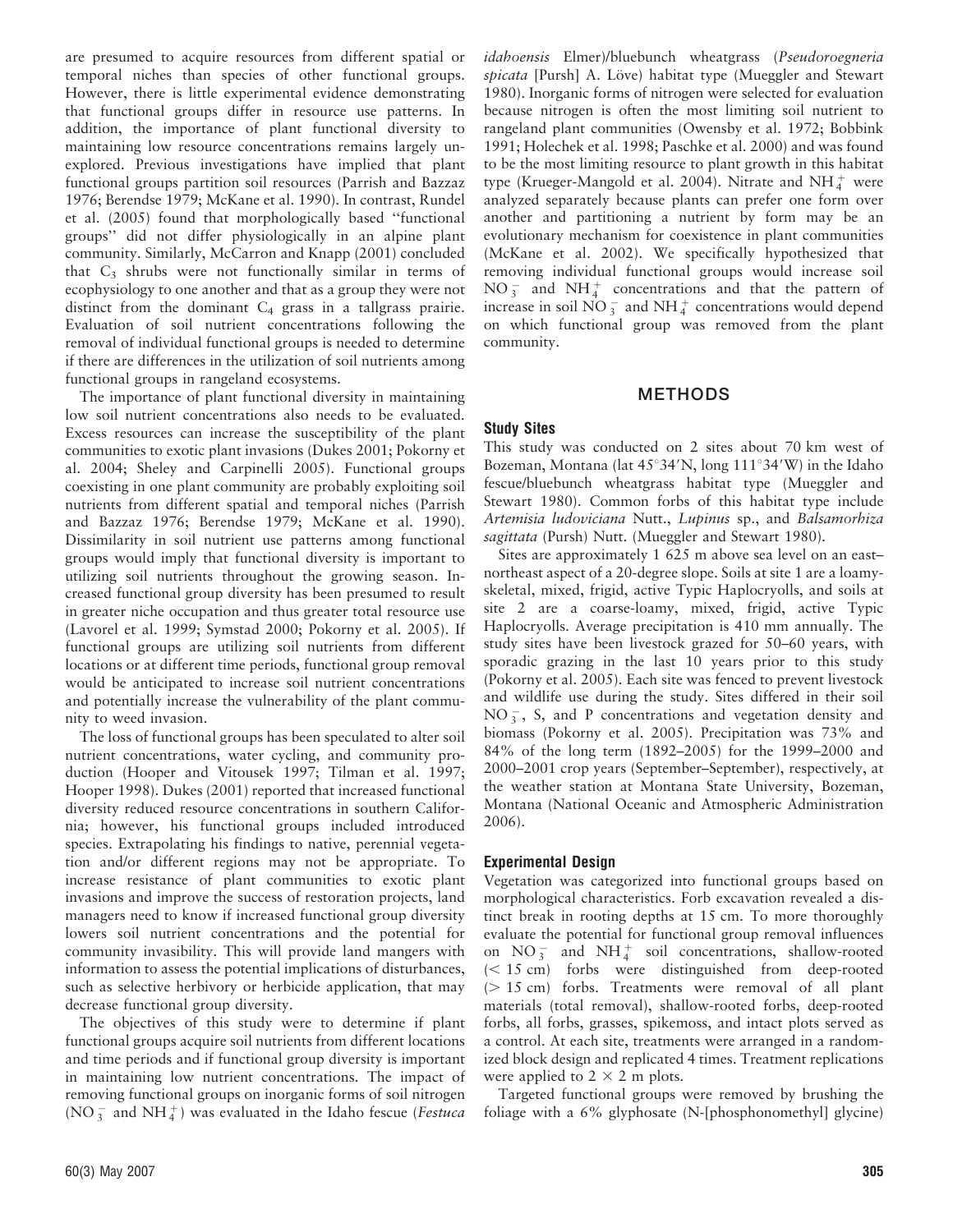are presumed to acquire resources from different spatial or temporal niches than species of other functional groups. However, there is little experimental evidence demonstrating that functional groups differ in resource use patterns. In addition, the importance of plant functional diversity to maintaining low resource concentrations remains largely unexplored. Previous investigations have implied that plant functional groups partition soil resources (Parrish and Bazzaz 1976; Berendse 1979; McKane et al. 1990). In contrast, Rundel et al. (2005) found that morphologically based "functional groups" did not differ physiologically in an alpine plant community. Similarly, McCarron and Knapp (2001) concluded that $C_3$ shrubs were not functionally similar in terms of ecophysiology to one another and that as a group they were not distinct from the dominant $C_4$ grass in a tallgrass prairie. Evaluation of soil nutrient concentrations following the removal of individual functional groups is needed to determine if there are differences in the utilization of soil nutrients among functional groups in rangeland ecosystems.

The importance of plant functional diversity in maintaining low soil nutrient concentrations also needs to be evaluated. Excess resources can increase the susceptibility of the plant communities to exotic plant invasions (Dukes 2001; Pokorny et al. 2004; Sheley and Carpinelli 2005). Functional groups coexisting in one plant community are probably exploiting soil nutrients from different spatial and temporal niches (Parrish and Bazzaz 1976; Berendse 1979; McKane et al. 1990). Dissimilarity in soil nutrient use patterns among functional groups would imply that functional diversity is important to utilizing soil nutrients throughout the growing season. Increased functional group diversity has been presumed to result in greater niche occupation and thus greater total resource use (Lavorel et al. 1999; Symstad 2000; Pokorny et al. 2005). If functional groups are utilizing soil nutrients from different locations or at different time periods, functional group removal would be anticipated to increase soil nutrient concentrations and potentially increase the vulnerability of the plant community to weed invasion.

The loss of functional groups has been speculated to alter soil nutrient concentrations, water cycling, and community production (Hooper and Vitousek 1997; Tilman et al. 1997; Hooper 1998). Dukes (2001) reported that increased functional diversity reduced resource concentrations in southern California; however, his functional groups included introduced species. Extrapolating his findings to native, perennial vegetation and/or different regions may not be appropriate. To increase resistance of plant communities to exotic plant invasions and improve the success of restoration projects, land managers need to know if increased functional group diversity lowers soil nutrient concentrations and the potential for community invasibility. This will provide land mangers with information to assess the potential implications of disturbances, such as selective herbivory or herbicide application, that may decrease functional group diversity.

The objectives of this study were to determine if plant functional groups acquire soil nutrients from different locations and time periods and if functional group diversity is important in maintaining low nutrient concentrations. The impact of removing functional groups on inorganic forms of soil nitrogen ($NO_3^-$ and $NH_4^+$) was evaluated in the Idaho fescue (*Festuca idahoensis* Elmer)/bluebunch wheatgrass (*Pseudoroegneria spicata* [Pursh] A. Löve) habitat type (Mueggler and Stewart 1980). Inorganic forms of nitrogen were selected for evaluation because nitrogen is often the most limiting soil nutrient to rangeland plant communities (Owensby et al. 1972; Bobbink 1991; Holechek et al. 1998; Paschke et al. 2000) and was found to be the most limiting resource to plant growth in this habitat type (Krueger-Mangold et al. 2004). Nitrate and $NH_4^+$ were analyzed separately because plants can prefer one form over another and partitioning a nutrient by form may be an evolutionary mechanism for coexistence in plant communities (McKane et al. 2002). We specifically hypothesized that removing individual functional groups would increase soil $NO_3^-$ and $NH_4^+$ concentrations and that the pattern of increase in soil $NO_3^-$ and $NH_4^+$ concentrations would depend on which functional group was removed from the plant community.

## METHODS

### Study Sites

This study was conducted on 2 sites about 70 km west of Bozeman, Montana (lat 45°34′N, long 111°34′W) in the Idaho fescue/bluebunch wheatgrass habitat type (Mueggler and Stewart 1980). Common forbs of this habitat type include *Artemisia ludoviciana* Nutt., *Lupinus* sp., and *Balsamorhiza sagittata* (Pursh) Nutt. (Mueggler and Stewart 1980).

Sites are approximately 1 625 m above sea level on an east–northeast aspect of a 20-degree slope. Soils at site 1 are a loamy-skeletal, mixed, frigid, active Typic Haplocryolls, and soils at site 2 are a coarse-loamy, mixed, frigid, active Typic Haplocryolls. Average precipitation is 410 mm annually. The study sites have been livestock grazed for 50–60 years, with sporadic grazing in the last 10 years prior to this study (Pokorny et al. 2005). Each site was fenced to prevent livestock and wildlife use during the study. Sites differed in their soil $NO_3^-$, S, and P concentrations and vegetation density and biomass (Pokorny et al. 2005). Precipitation was 73% and 84% of the long term (1892–2005) for the 1999–2000 and 2000–2001 crop years (September–September), respectively, at the weather station at Montana State University, Bozeman, Montana (National Oceanic and Atmospheric Administration 2006).

### Experimental Design

Vegetation was categorized into functional groups based on morphological characteristics. Forb excavation revealed a distinct break in rooting depths at 15 cm. To more thoroughly evaluate the potential for functional group removal influences on $NO_3^-$ and $NH_4^+$ soil concentrations, shallow-rooted (< 15 cm) forbs were distinguished from deep-rooted (> 15 cm) forbs. Treatments were removal of all plant materials (total removal), shallow-rooted forbs, deep-rooted forbs, all forbs, grasses, spikemoss, and intact plots served as a control. At each site, treatments were arranged in a randomized block design and replicated 4 times. Treatment replications were applied to 2 × 2 m plots.

Targeted functional groups were removed by brushing the foliage with a 6% glyphosate (N-[phosphonomethyl] glycine)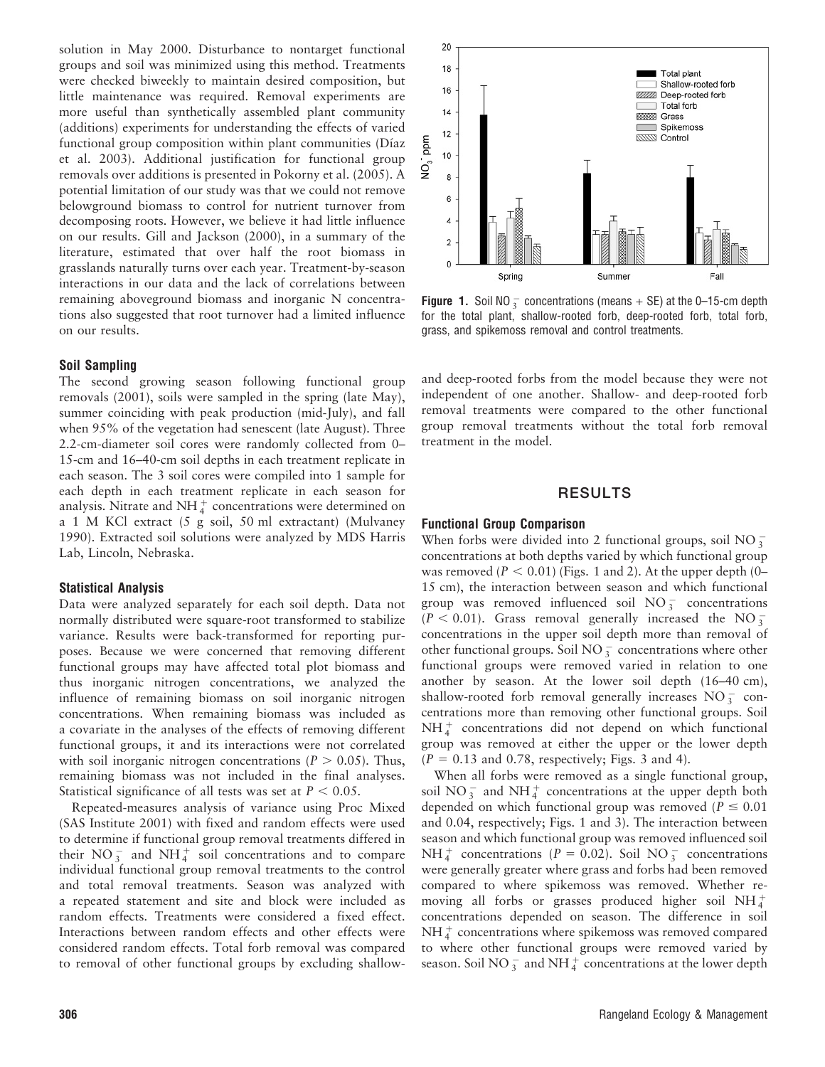solution in May 2000. Disturbance to nontarget functional groups and soil was minimized using this method. Treatments were checked biweekly to maintain desired composition, but little maintenance was required. Removal experiments are more useful than synthetically assembled plant community (additions) experiments for understanding the effects of varied functional group composition within plant communities (Díaz et al. 2003). Additional justification for functional group removals over additions is presented in Pokorny et al. (2005). A potential limitation of our study was that we could not remove belowground biomass to control for nutrient turnover from decomposing roots. However, we believe it had little influence on our results. Gill and Jackson (2000), in a summary of the literature, estimated that over half the root biomass in grasslands naturally turns over each year. Treatment-by-season interactions in our data and the lack of correlations between remaining aboveground biomass and inorganic N concentrations also suggested that root turnover had a limited influence on our results.

### Soil Sampling

The second growing season following functional group removals (2001), soils were sampled in the spring (late May), summer coinciding with peak production (mid-July), and fall when 95% of the vegetation had senescent (late August). Three 2.2-cm-diameter soil cores were randomly collected from 0–15-cm and 16–40-cm soil depths in each treatment replicate in each season. The 3 soil cores were compiled into 1 sample for each depth in each treatment replicate in each season for analysis. Nitrate and $NH_4^+$ concentrations were determined on a 1 M KCl extract (5 g soil, 50 ml extractant) (Mulvaney 1990). Extracted soil solutions were analyzed by MDS Harris Lab, Lincoln, Nebraska.

### Statistical Analysis

Data were analyzed separately for each soil depth. Data not normally distributed were square-root transformed to stabilize variance. Results were back-transformed for reporting purposes. Because we were concerned that removing different functional groups may have affected total plot biomass and thus inorganic nitrogen concentrations, we analyzed the influence of remaining biomass on soil inorganic nitrogen concentrations. When remaining biomass was included as a covariate in the analyses of the effects of removing different functional groups, it and its interactions were not correlated with soil inorganic nitrogen concentrations ($P > 0.05$). Thus, remaining biomass was not included in the final analyses. Statistical significance of all tests was set at $P < 0.05$.

Repeated-measures analysis of variance using Proc Mixed (SAS Institute 2001) with fixed and random effects were used to determine if functional group removal treatments differed in their $NO_3^-$ and $NH_4^+$ soil concentrations and to compare individual functional group removal treatments to the control and total removal treatments. Season was analyzed with a repeated statement and site and block were included as random effects. Treatments were considered a fixed effect. Interactions between random effects and other effects were considered random effects. Total forb removal was compared to removal of other functional groups by excluding shallow- and deep-rooted forbs from the model because they were not independent of one another. Shallow- and deep-rooted forb removal treatments were compared to the other functional group removal treatments without the total forb removal treatment in the model.

**Figure 1.** Soil $NO_3^-$ concentrations (means + SE) at the 0–15-cm depth for the total plant, shallow-rooted forb, deep-rooted forb, total forb, grass, and spikemoss removal and control treatments.

## RESULTS

### Functional Group Comparison

When forbs were divided into 2 functional groups, soil $NO_3^-$ concentrations at both depths varied by which functional group was removed ($P < 0.01$) (Figs. 1 and 2). At the upper depth (0–15 cm), the interaction between season and which functional group was removed influenced soil $NO_3^-$ concentrations ($P < 0.01$). Grass removal generally increased the $NO_3^-$ concentrations in the upper soil depth more than removal of other functional groups. Soil $NO_3^-$ concentrations where other functional groups were removed varied in relation to one another by season. At the lower soil depth (16–40 cm), shallow-rooted forb removal generally increases $NO_3^-$ concentrations more than removing other functional groups. Soil $NH_4^+$ concentrations did not depend on which functional group was removed at either the upper or the lower depth ($P = 0.13$ and $0.78$, respectively; Figs. 3 and 4).

When all forbs were removed as a single functional group, soil $NO_3^-$ and $NH_4^+$ concentrations at the upper depth both depended on which functional group was removed ($P \leq 0.01$ and $0.04$, respectively; Figs. 1 and 3). The interaction between season and which functional group was removed influenced soil $NH_4^+$ concentrations ($P = 0.02$). Soil $NO_3^-$ concentrations were generally greater where grass and forbs had been removed compared to where spikemoss was removed. Whether removing all forbs or grasses produced higher soil $NH_4^+$ concentrations depended on season. The difference in soil $NH_4^+$ concentrations where spikemoss was removed compared to where other functional groups were removed varied by season. Soil $NO_3^-$ and $NH_4^+$ concentrations at the lower depth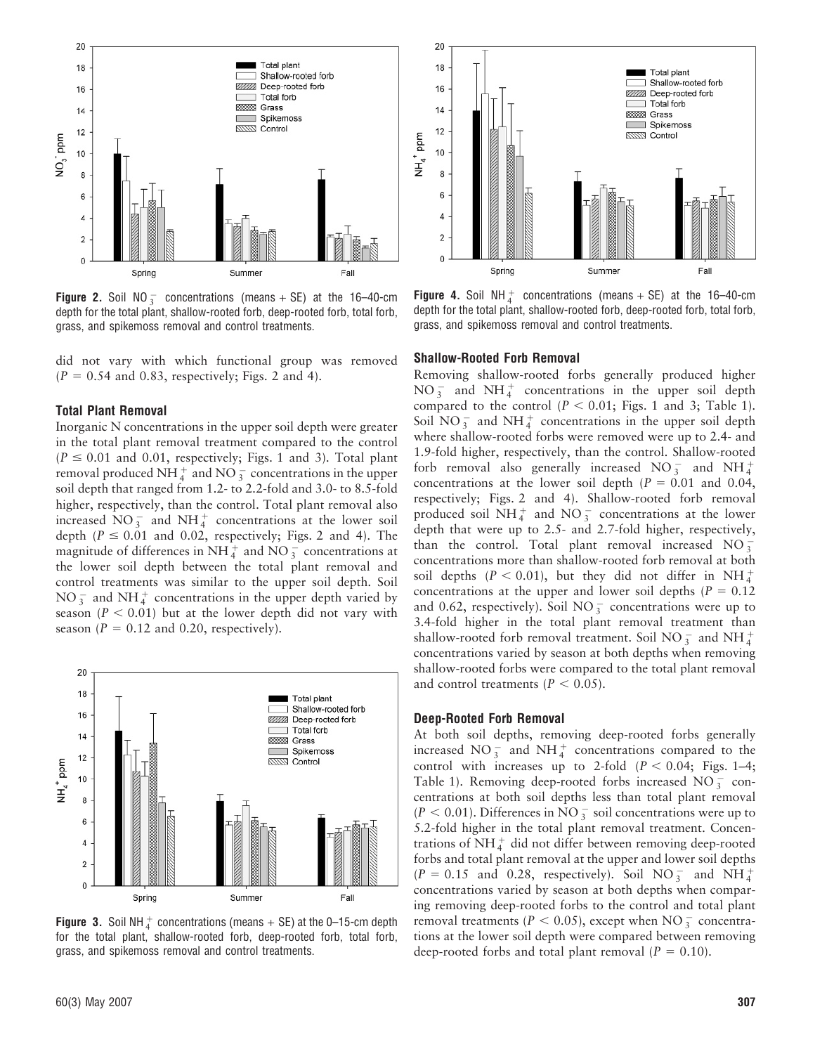Figure 2. Soil $NO_3^-$ concentrations (means + SE) at the 16–40-cm depth for the total plant, shallow-rooted forb, deep-rooted forb, total forb, grass, and spikemoss removal and control treatments.

Figure 4. Soil $NH_4^+$ concentrations (means + SE) at the 16–40-cm depth for the total plant, shallow-rooted forb, deep-rooted forb, total forb, grass, and spikemoss removal and control treatments.

did not vary with which functional group was removed ($P = 0.54$ and $0.83$, respectively; Figs. 2 and 4).

### Total Plant Removal

Inorganic N concentrations in the upper soil depth were greater in the total plant removal treatment compared to the control ($P \leq 0.01$ and $0.01$, respectively; Figs. 1 and 3). Total plant removal produced $NH_4^+$ and $NO_3^-$ concentrations in the upper soil depth that ranged from 1.2- to 2.2-fold and 3.0- to 8.5-fold higher, respectively, than the control. Total plant removal also increased $NO_3^-$ and $NH_4^+$ concentrations at the lower soil depth ($P \leq 0.01$ and $0.02$, respectively; Figs. 2 and 4). The magnitude of differences in $NH_4^+$ and $NO_3^-$ concentrations at the lower soil depth between the total plant removal and control treatments was similar to the upper soil depth. Soil $NO_3^-$ and $NH_4^+$ concentrations in the upper depth varied by season ($P < 0.01$) but at the lower depth did not vary with season ($P = 0.12$ and $0.20$, respectively).

Figure 3. Soil $NH_4^+$ concentrations (means + SE) at the 0–15-cm depth for the total plant, shallow-rooted forb, deep-rooted forb, total forb, grass, and spikemoss removal and control treatments.

### Shallow-Rooted Forb Removal

Removing shallow-rooted forbs generally produced higher $NO_3^-$ and $NH_4^+$ concentrations in the upper soil depth compared to the control ($P < 0.01$; Figs. 1 and 3; Table 1). Soil $NO_3^-$ and $NH_4^+$ concentrations in the upper soil depth where shallow-rooted forbs were removed were up to 2.4- and 1.9-fold higher, respectively, than the control. Shallow-rooted forb removal also generally increased $NO_3^-$ and $NH_4^+$ concentrations at the lower soil depth ($P = 0.01$ and $0.04$, respectively; Figs. 2 and 4). Shallow-rooted forb removal produced soil $NH_4^+$ and $NO_3^-$ concentrations at the lower depth that were up to 2.5- and 2.7-fold higher, respectively, than the control. Total plant removal increased $NO_3^-$ concentrations more than shallow-rooted forb removal at both soil depths ($P < 0.01$), but they did not differ in $NH_4^+$ concentrations at the upper and lower soil depths ($P = 0.12$ and $0.62$, respectively). Soil $NO_3^-$ concentrations were up to 3.4-fold higher in the total plant removal treatment than shallow-rooted forb removal treatment. Soil $NO_3^-$ and $NH_4^+$ concentrations varied by season at both depths when removing shallow-rooted forbs were compared to the total plant removal and control treatments ($P < 0.05$).

### Deep-Rooted Forb Removal

At both soil depths, removing deep-rooted forbs generally increased $NO_3^-$ and $NH_4^+$ concentrations compared to the control with increases up to 2-fold ($P < 0.04$; Figs. 1–4; Table 1). Removing deep-rooted forbs increased $NO_3^-$ concentrations at both soil depths less than total plant removal ($P < 0.01$). Differences in $NO_3^-$ soil concentrations were up to 5.2-fold higher in the total plant removal treatment. Concentrations of $NH_4^+$ did not differ between removing deep-rooted forbs and total plant removal at the upper and lower soil depths ($P = 0.15$ and $0.28$, respectively). Soil $NO_3^-$ and $NH_4^+$ concentrations varied by season at both depths when comparing removing deep-rooted forbs to the control and total plant removal treatments ($P < 0.05$), except when $NO_3^-$ concentrations at the lower soil depth were compared between removing deep-rooted forbs and total plant removal ($P = 0.10$).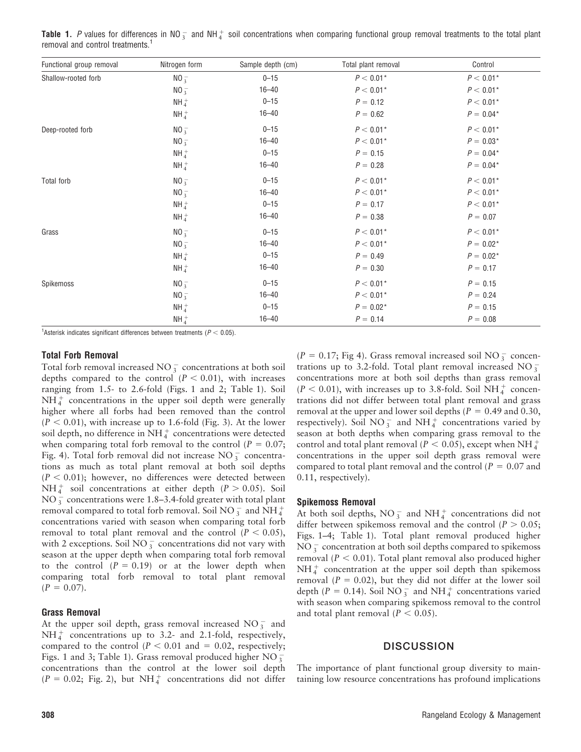**Table 1.** *P* values for differences in $NO_3^-$ and $NH_4^+$ soil concentrations when comparing functional group removal treatments to the total plant removal and control treatments.[1]

| Functional group removal | Nitrogen form | Sample depth (cm) | Total plant removal | Control |
|---|---|---|---|---|
| Shallow-rooted forb | $NO_3^-$ | 0–15 | $P < 0.01$* | $P < 0.01$* |
| | $NO_3^-$ | 16–40 | $P < 0.01$* | $P < 0.01$* |
| | $NH_4^+$ | 0–15 | $P = 0.12$ | $P < 0.01$* |
| | $NH_4^+$ | 16–40 | $P = 0.62$ | $P = 0.04$* |
| Deep-rooted forb | $NO_3^-$ | 0–15 | $P < 0.01$* | $P < 0.01$* |
| | $NO_3^-$ | 16–40 | $P < 0.01$* | $P = 0.03$* |
| | $NH_4^+$ | 0–15 | $P = 0.15$ | $P = 0.04$* |
| | $NH_4^+$ | 16–40 | $P = 0.28$ | $P = 0.04$* |
| Total forb | $NO_3^-$ | 0–15 | $P < 0.01$* | $P < 0.01$* |
| | $NO_3^-$ | 16–40 | $P < 0.01$* | $P < 0.01$* |
| | $NH_4^+$ | 0–15 | $P = 0.17$ | $P < 0.01$* |
| | $NH_4^+$ | 16–40 | $P = 0.38$ | $P = 0.07$ |
| Grass | $NO_3^-$ | 0–15 | $P < 0.01$* | $P < 0.01$* |
| | $NO_3^-$ | 16–40 | $P < 0.01$* | $P = 0.02$* |
| | $NH_4^+$ | 0–15 | $P = 0.49$ | $P = 0.02$* |
| | $NH_4^+$ | 16–40 | $P = 0.30$ | $P = 0.17$ |
| Spikemoss | $NO_3^-$ | 0–15 | $P < 0.01$* | $P = 0.15$ |
| | $NO_3^-$ | 16–40 | $P < 0.01$* | $P = 0.24$ |
| | $NH_4^+$ | 0–15 | $P = 0.02$* | $P = 0.15$ |
| | $NH_4^+$ | 16–40 | $P = 0.14$ | $P = 0.08$ |

[1]Asterisk indicates significant differences between treatments ($P < 0.05$).

### Total Forb Removal

Total forb removal increased $NO_3^-$ concentrations at both soil depths compared to the control ($P < 0.01$), with increases ranging from 1.5- to 2.6-fold (Figs. 1 and 2; Table 1). Soil $NH_4^+$ concentrations in the upper soil depth were generally higher where all forbs had been removed than the control ($P < 0.01$), with increase up to 1.6-fold (Fig. 3). At the lower soil depth, no difference in $NH_4^+$ concentrations were detected when comparing total forb removal to the control ($P = 0.07$; Fig. 4). Total forb removal did not increase $NO_3^-$ concentrations as much as total plant removal at both soil depths ($P < 0.01$); however, no differences were detected between $NH_4^+$ soil concentrations at either depth ($P > 0.05$). Soil $NO_3^-$ concentrations were 1.8–3.4-fold greater with total plant removal compared to total forb removal. Soil $NO_3^-$ and $NH_4^+$ concentrations varied with season when comparing total forb removal to total plant removal and the control ($P < 0.05$), with 2 exceptions. Soil $NO_3^-$ concentrations did not vary with season at the upper depth when comparing total forb removal to the control ($P = 0.19$) or at the lower depth when comparing total forb removal to total plant removal ($P = 0.07$).

### Grass Removal

At the upper soil depth, grass removal increased $NO_3^-$ and $NH_4^+$ concentrations up to 3.2- and 2.1-fold, respectively, compared to the control ($P < 0.01$ and $= 0.02$, respectively; Figs. 1 and 3; Table 1). Grass removal produced higher $NO_3^-$ concentrations than the control at the lower soil depth ($P = 0.02$; Fig. 2), but $NH_4^+$ concentrations did not differ ($P = 0.17$; Fig 4). Grass removal increased soil $NO_3^-$ concentrations up to 3.2-fold. Total plant removal increased $NO_3^-$ concentrations more at both soil depths than grass removal ($P < 0.01$), with increases up to 3.8-fold. Soil $NH_4^+$ concentrations did not differ between total plant removal and grass removal at the upper and lower soil depths ($P = 0.49$ and 0.30, respectively). Soil $NO_3^-$ and $NH_4^+$ concentrations varied by season at both depths when comparing grass removal to the control and total plant removal ($P < 0.05$), except when $NH_4^+$ concentrations in the upper soil depth grass removal were compared to total plant removal and the control ($P = 0.07$ and 0.11, respectively).

### Spikemoss Removal

At both soil depths, $NO_3^-$ and $NH_4^+$ concentrations did not differ between spikemoss removal and the control ($P > 0.05$; Figs. 1–4; Table 1). Total plant removal produced higher $NO_3^-$ concentration at both soil depths compared to spikemoss removal ($P < 0.01$). Total plant removal also produced higher $NH_4^+$ concentration at the upper soil depth than spikemoss removal ($P = 0.02$), but they did not differ at the lower soil depth ($P = 0.14$). Soil $NO_3^-$ and $NH_4^+$ concentrations varied with season when comparing spikemoss removal to the control and total plant removal ($P < 0.05$).

## DISCUSSION

The importance of plant functional group diversity to maintaining low resource concentrations has profound implications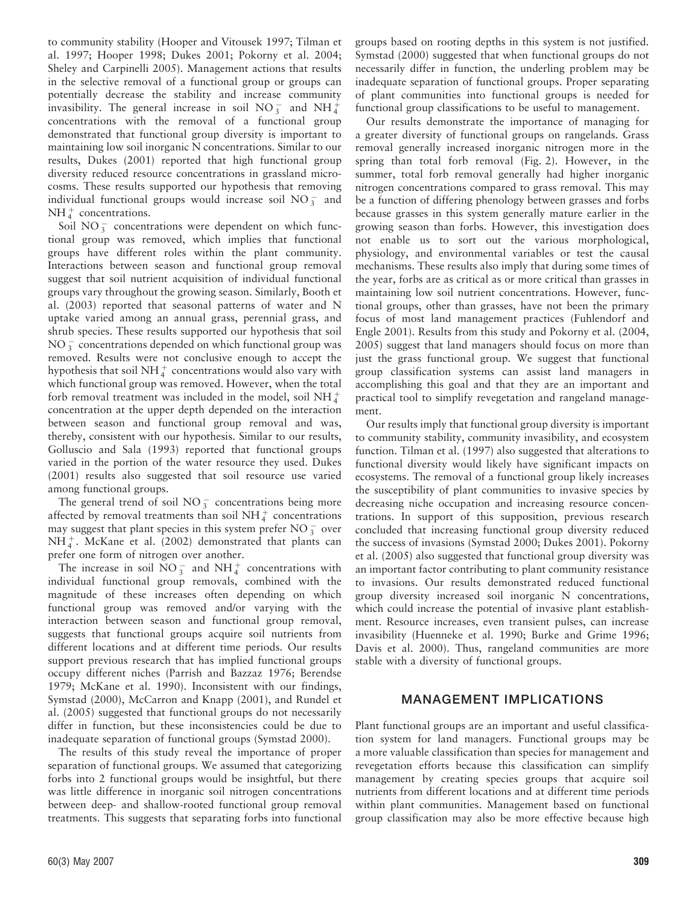to community stability (Hooper and Vitousek 1997; Tilman et al. 1997; Hooper 1998; Dukes 2001; Pokorny et al. 2004; Sheley and Carpinelli 2005). Management actions that results in the selective removal of a functional group or groups can potentially decrease the stability and increase community invasibility. The general increase in soil $NO_3^-$ and $NH_4^+$ concentrations with the removal of a functional group demonstrated that functional group diversity is important to maintaining low soil inorganic N concentrations. Similar to our results, Dukes (2001) reported that high functional group diversity reduced resource concentrations in grassland microcosms. These results supported our hypothesis that removing individual functional groups would increase soil $NO_3^-$ and $NH_4^+$ concentrations.

Soil $NO_3^-$ concentrations were dependent on which functional group was removed, which implies that functional groups have different roles within the plant community. Interactions between season and functional group removal suggest that soil nutrient acquisition of individual functional groups vary throughout the growing season. Similarly, Booth et al. (2003) reported that seasonal patterns of water and N uptake varied among an annual grass, perennial grass, and shrub species. These results supported our hypothesis that soil $NO_3^-$ concentrations depended on which functional group was removed. Results were not conclusive enough to accept the hypothesis that soil $NH_4^+$ concentrations would also vary with which functional group was removed. However, when the total forb removal treatment was included in the model, soil $NH_4^+$ concentration at the upper depth depended on the interaction between season and functional group removal and was, thereby, consistent with our hypothesis. Similar to our results, Golluscio and Sala (1993) reported that functional groups varied in the portion of the water resource they used. Dukes (2001) results also suggested that soil resource use varied among functional groups.

The general trend of soil $NO_3^-$ concentrations being more affected by removal treatments than soil $NH_4^+$ concentrations may suggest that plant species in this system prefer $NO_3^-$ over $NH_4^+$. McKane et al. (2002) demonstrated that plants can prefer one form of nitrogen over another.

The increase in soil $NO_3^-$ and $NH_4^+$ concentrations with individual functional group removals, combined with the magnitude of these increases often depending on which functional group was removed and/or varying with the interaction between season and functional group removal, suggests that functional groups acquire soil nutrients from different locations and at different time periods. Our results support previous research that has implied functional groups occupy different niches (Parrish and Bazzaz 1976; Berendse 1979; McKane et al. 1990). Inconsistent with our findings, Symstad (2000), McCarron and Knapp (2001), and Rundel et al. (2005) suggested that functional groups do not necessarily differ in function, but these inconsistencies could be due to inadequate separation of functional groups (Symstad 2000).

The results of this study reveal the importance of proper separation of functional groups. We assumed that categorizing forbs into 2 functional groups would be insightful, but there was little difference in inorganic soil nitrogen concentrations between deep- and shallow-rooted functional group removal treatments. This suggests that separating forbs into functional groups based on rooting depths in this system is not justified. Symstad (2000) suggested that when functional groups do not necessarily differ in function, the underling problem may be inadequate separation of functional groups. Proper separating of plant communities into functional groups is needed for functional group classifications to be useful to management.

Our results demonstrate the importance of managing for a greater diversity of functional groups on rangelands. Grass removal generally increased inorganic nitrogen more in the spring than total forb removal (Fig. 2). However, in the summer, total forb removal generally had higher inorganic nitrogen concentrations compared to grass removal. This may be a function of differing phenology between grasses and forbs because grasses in this system generally mature earlier in the growing season than forbs. However, this investigation does not enable us to sort out the various morphological, physiology, and environmental variables or test the causal mechanisms. These results also imply that during some times of the year, forbs are as critical as or more critical than grasses in maintaining low soil nutrient concentrations. However, functional groups, other than grasses, have not been the primary focus of most land management practices (Fuhlendorf and Engle 2001). Results from this study and Pokorny et al. (2004, 2005) suggest that land managers should focus on more than just the grass functional group. We suggest that functional group classification systems can assist land managers in accomplishing this goal and that they are an important and practical tool to simplify revegetation and rangeland management.

Our results imply that functional group diversity is important to community stability, community invasibility, and ecosystem function. Tilman et al. (1997) also suggested that alterations to functional diversity would likely have significant impacts on ecosystems. The removal of a functional group likely increases the susceptibility of plant communities to invasive species by decreasing niche occupation and increasing resource concentrations. In support of this supposition, previous research concluded that increasing functional group diversity reduced the success of invasions (Symstad 2000; Dukes 2001). Pokorny et al. (2005) also suggested that functional group diversity was an important factor contributing to plant community resistance to invasions. Our results demonstrated reduced functional group diversity increased soil inorganic N concentrations, which could increase the potential of invasive plant establishment. Resource increases, even transient pulses, can increase invasibility (Huenneke et al. 1990; Burke and Grime 1996; Davis et al. 2000). Thus, rangeland communities are more stable with a diversity of functional groups.

## MANAGEMENT IMPLICATIONS

Plant functional groups are an important and useful classification system for land managers. Functional groups may be a more valuable classification than species for management and revegetation efforts because this classification can simplify management by creating species groups that acquire soil nutrients from different locations and at different time periods within plant communities. Management based on functional group classification may also be more effective because high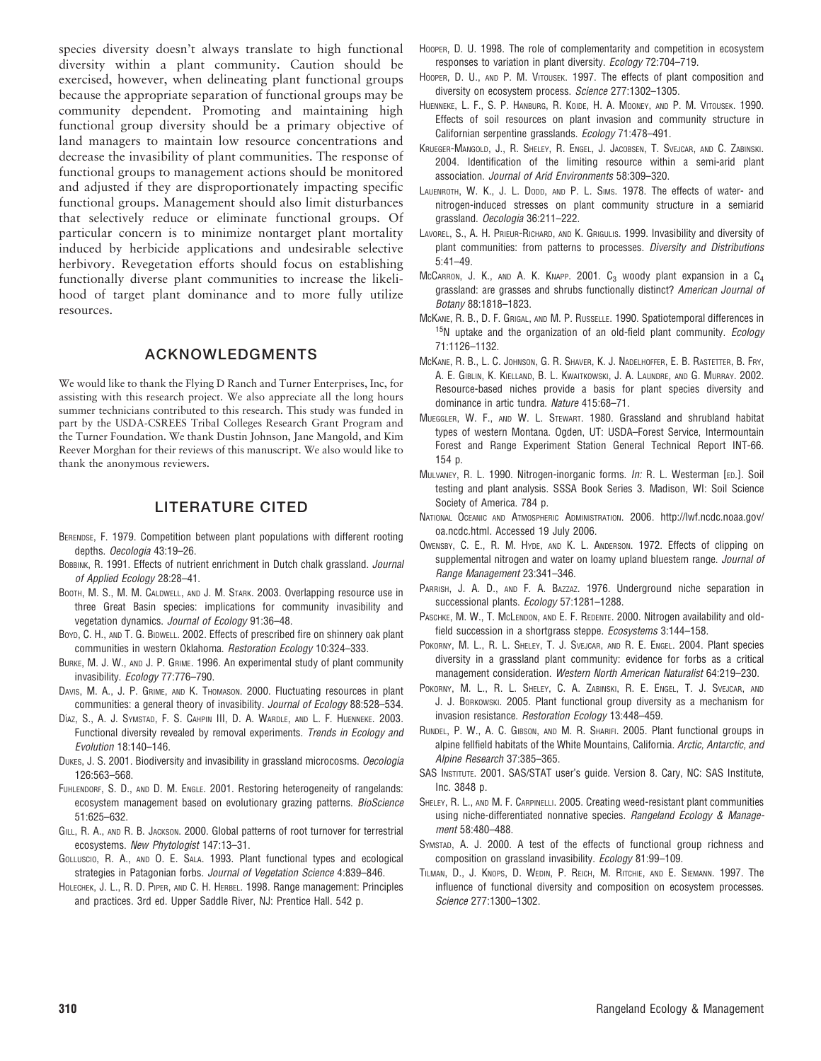species diversity doesn't always translate to high functional diversity within a plant community. Caution should be exercised, however, when delineating plant functional groups because the appropriate separation of functional groups may be community dependent. Promoting and maintaining high functional group diversity should be a primary objective of land managers to maintain low resource concentrations and decrease the invasibility of plant communities. The response of functional groups to management actions should be monitored and adjusted if they are disproportionately impacting specific functional groups. Management should also limit disturbances that selectively reduce or eliminate functional groups. Of particular concern is to minimize nontarget plant mortality induced by herbicide applications and undesirable selective herbivory. Revegetation efforts should focus on establishing functionally diverse plant communities to increase the likelihood of target plant dominance and to more fully utilize resources.

## ACKNOWLEDGMENTS

We would like to thank the Flying D Ranch and Turner Enterprises, Inc, for assisting with this research project. We also appreciate all the long hours summer technicians contributed to this research. This study was funded in part by the USDA-CSREES Tribal Colleges Research Grant Program and the Turner Foundation. We thank Dustin Johnson, Jane Mangold, and Kim Reever Morghan for their reviews of this manuscript. We also would like to thank the anonymous reviewers.

## LITERATURE CITED

Berendse, F. 1979. Competition between plant populations with different rooting depths. *Oecologia* 43:19–26.

Bobbink, R. 1991. Effects of nutrient enrichment in Dutch chalk grassland. *Journal of Applied Ecology* 28:28–41.

Booth, M. S., M. M. Caldwell, and J. M. Stark. 2003. Overlapping resource use in three Great Basin species: implications for community invasibility and vegetation dynamics. *Journal of Ecology* 91:36–48.

Boyd, C. H., and T. G. Bidwell. 2002. Effects of prescribed fire on shinnery oak plant communities in western Oklahoma. *Restoration Ecology* 10:324–333.

Burke, M. J. W., and J. P. Grime. 1996. An experimental study of plant community invasibility. *Ecology* 77:776–790.

Davis, M. A., J. P. Grime, and K. Thomason. 2000. Fluctuating resources in plant communities: a general theory of invasibility. *Journal of Ecology* 88:528–534.

Díaz, S., A. J. Symstad, F. S. Cahpin III, D. A. Wardle, and L. F. Huenneke. 2003. Functional diversity revealed by removal experiments. *Trends in Ecology and Evolution* 18:140–146.

Dukes, J. S. 2001. Biodiversity and invasibility in grassland microcosms. *Oecologia* 126:563–568.

Fuhlendorf, S. D., and D. M. Engle. 2001. Restoring heterogeneity of rangelands: ecosystem management based on evolutionary grazing patterns. *BioScience* 51:625–632.

Gill, R. A., and R. B. Jackson. 2000. Global patterns of root turnover for terrestrial ecosystems. *New Phytologist* 147:13–31.

Golluscio, R. A., and O. E. Sala. 1993. Plant functional types and ecological strategies in Patagonian forbs. *Journal of Vegetation Science* 4:839–846.

Holechek, J. L., R. D. Piper, and C. H. Herbel. 1998. Range management: Principles and practices. 3rd ed. Upper Saddle River, NJ: Prentice Hall. 542 p.

Hooper, D. U. 1998. The role of complementarity and competition in ecosystem responses to variation in plant diversity. *Ecology* 72:704–719.

Hooper, D. U., and P. M. Vitousek. 1997. The effects of plant composition and diversity on ecosystem process. *Science* 277:1302–1305.

Huenneke, L. F., S. P. Hanburg, R. Koide, H. A. Mooney, and P. M. Vitousek. 1990. Effects of soil resources on plant invasion and community structure in Californian serpentine grasslands. *Ecology* 71:478–491.

Krueger-Mangold, J., R. Sheley, R. Engel, J. Jacobsen, T. Svejcar, and C. Zabinski. 2004. Identification of the limiting resource within a semi-arid plant association. *Journal of Arid Environments* 58:309–320.

Lauenroth, W. K., J. L. Dodd, and P. L. Sims. 1978. The effects of water- and nitrogen-induced stresses on plant community structure in a semiarid grassland. *Oecologia* 36:211–222.

Lavorel, S., A. H. Prieur-Richard, and K. Grigulis. 1999. Invasibility and diversity of plant communities: from patterns to processes. *Diversity and Distributions* 5:41–49.

McCarron, J. K., and A. K. Knapp. 2001. $C_3$ woody plant expansion in a $C_4$ grassland: are grasses and shrubs functionally distinct? *American Journal of Botany* 88:1818–1823.

McKane, R. B., D. F. Grigal, and M. P. Russelle. 1990. Spatiotemporal differences in $^{15}N$ uptake and the organization of an old-field plant community. *Ecology* 71:1126–1132.

McKane, R. B., L. C. Johnson, G. R. Shaver, K. J. Nadelhoffer, E. B. Rastetter, B. Fry, A. E. Giblin, K. Kielland, B. L. Kwaitkowski, J. A. Laundre, and G. Murray. 2002. Resource-based niches provide a basis for plant species diversity and dominance in artic tundra. *Nature* 415:68–71.

Mueggler, W. F., and W. L. Stewart. 1980. Grassland and shrubland habitat types of western Montana. Ogden, UT: USDA–Forest Service, Intermountain Forest and Range Experiment Station General Technical Report INT-66. 154 p.

Mulvaney, R. L. 1990. Nitrogen-inorganic forms. *In:* R. L. Westerman [ed.]. Soil testing and plant analysis. SSSA Book Series 3. Madison, WI: Soil Science Society of America. 784 p.

National Oceanic and Atmospheric Administration. 2006. http://lwf.ncdc.noaa.gov/oa.ncdc.html. Accessed 19 July 2006.

Owensby, C. E., R. M. Hyde, and K. L. Anderson. 1972. Effects of clipping on supplemental nitrogen and water on loamy upland bluestem range. *Journal of Range Management* 23:341–346.

Parrish, J. A. D., and F. A. Bazzaz. 1976. Underground niche separation in successional plants. *Ecology* 57:1281–1288.

Paschke, M. W., T. McLendon, and E. F. Redente. 2000. Nitrogen availability and old-field succession in a shortgrass steppe. *Ecosystems* 3:144–158.

Pokorny, M. L., R. L. Sheley, T. J. Svejcar, and R. E. Engel. 2004. Plant species diversity in a grassland plant community: evidence for forbs as a critical management consideration. *Western North American Naturalist* 64:219–230.

Pokorny, M. L., R. L. Sheley, C. A. Zabinski, R. E. Engel, T. J. Svejcar, and J. J. Borkowski. 2005. Plant functional group diversity as a mechanism for invasion resistance. *Restoration Ecology* 13:448–459.

Rundel, P. W., A. C. Gibson, and M. R. Sharifi. 2005. Plant functional groups in alpine fellfield habitats of the White Mountains, California. *Arctic, Antarctic, and Alpine Research* 37:385–365.

SAS Institute. 2001. SAS/STAT user's guide. Version 8. Cary, NC: SAS Institute, Inc. 3848 p.

Sheley, R. L., and M. F. Carpinelli. 2005. Creating weed-resistant plant communities using niche-differentiated nonnative species. *Rangeland Ecology & Management* 58:480–488.

Symstad, A. J. 2000. A test of the effects of functional group richness and composition on grassland invasibility. *Ecology* 81:99–109.

Tilman, D., J. Knops, D. Wedin, P. Reich, M. Ritchie, and E. Siemann. 1997. The influence of functional diversity and composition on ecosystem processes. *Science* 277:1300–1302.